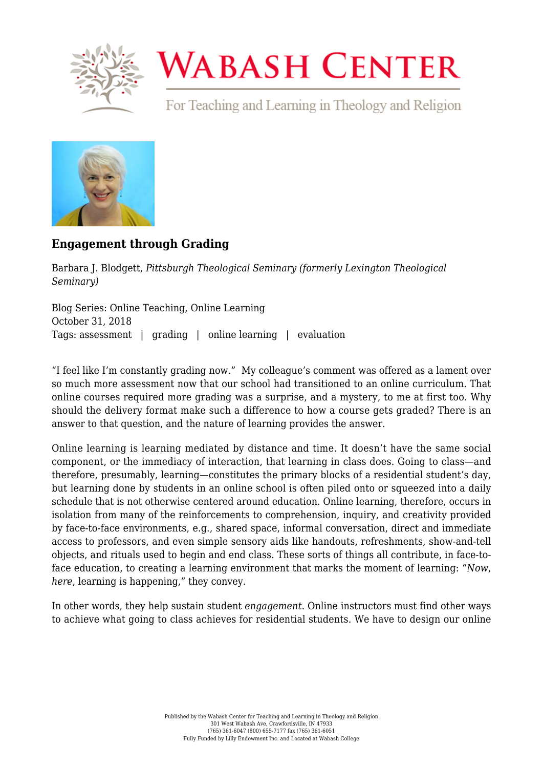# Wabash Center

For Teaching and Learning in Theology and Religion

## Engagement through Grading

Barbara J. Blodgett, *Pittsburgh Theological Seminary (formerly Lexington Theological Seminary)*

Blog Series: Online Teaching, Online Learning
October 31, 2018
Tags: assessment | grading | online learning | evaluation

"I feel like I'm constantly grading now." My colleague's comment was offered as a lament over so much more assessment now that our school had transitioned to an online curriculum. That online courses required more grading was a surprise, and a mystery, to me at first too. Why should the delivery format make such a difference to how a course gets graded? There is an answer to that question, and the nature of learning provides the answer.

Online learning is learning mediated by distance and time. It doesn't have the same social component, or the immediacy of interaction, that learning in class does. Going to class—and therefore, presumably, learning—constitutes the primary blocks of a residential student's day, but learning done by students in an online school is often piled onto or squeezed into a daily schedule that is not otherwise centered around education. Online learning, therefore, occurs in isolation from many of the reinforcements to comprehension, inquiry, and creativity provided by face-to-face environments, e.g., shared space, informal conversation, direct and immediate access to professors, and even simple sensory aids like handouts, refreshments, show-and-tell objects, and rituals used to begin and end class. These sorts of things all contribute, in face-to-face education, to creating a learning environment that marks the moment of learning: "*Now*, *here*, learning is happening," they convey.

In other words, they help sustain student *engagement*. Online instructors must find other ways to achieve what going to class achieves for residential students. We have to design our online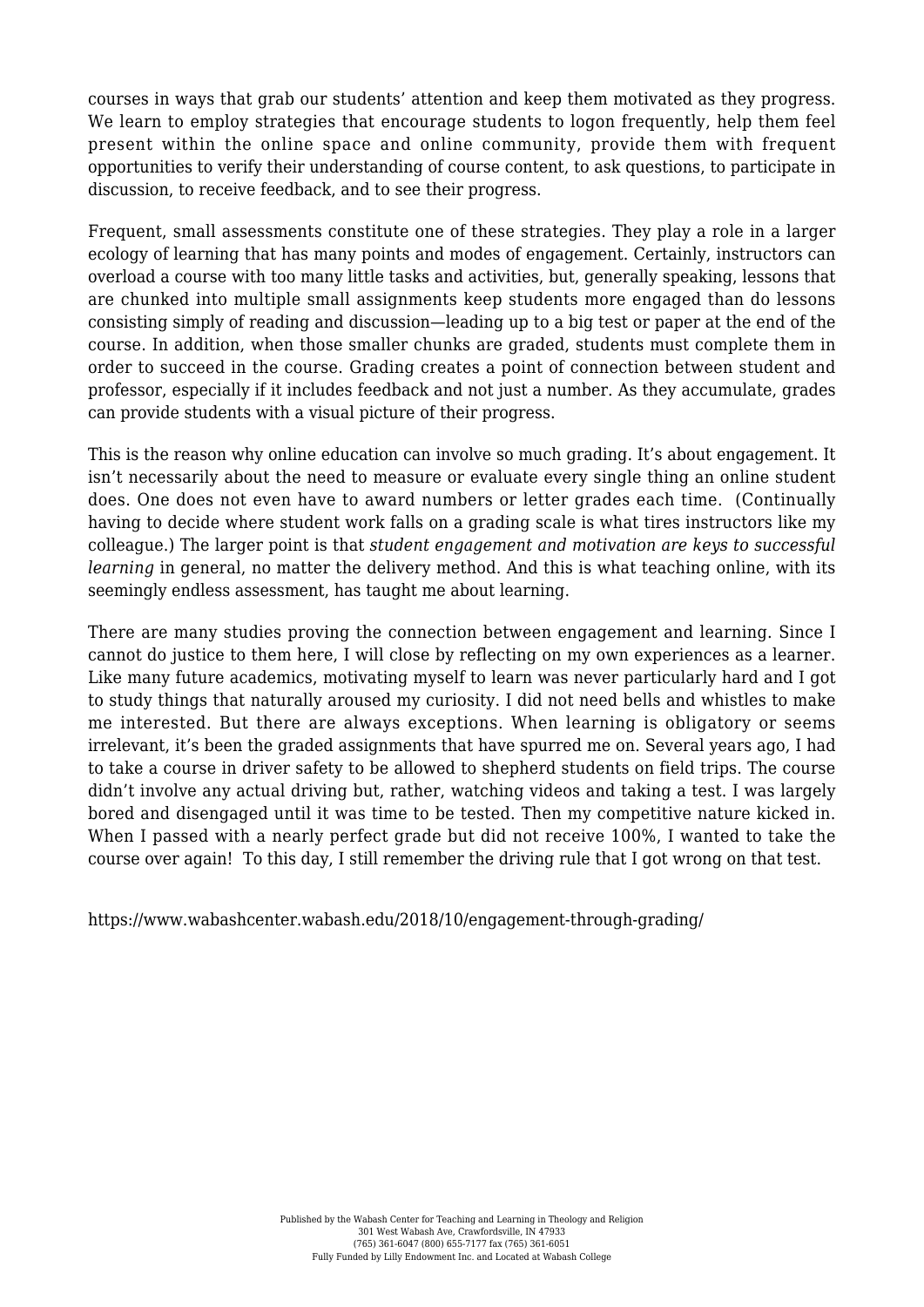courses in ways that grab our students' attention and keep them motivated as they progress. We learn to employ strategies that encourage students to logon frequently, help them feel present within the online space and online community, provide them with frequent opportunities to verify their understanding of course content, to ask questions, to participate in discussion, to receive feedback, and to see their progress.

Frequent, small assessments constitute one of these strategies. They play a role in a larger ecology of learning that has many points and modes of engagement. Certainly, instructors can overload a course with too many little tasks and activities, but, generally speaking, lessons that are chunked into multiple small assignments keep students more engaged than do lessons consisting simply of reading and discussion—leading up to a big test or paper at the end of the course. In addition, when those smaller chunks are graded, students must complete them in order to succeed in the course. Grading creates a point of connection between student and professor, especially if it includes feedback and not just a number. As they accumulate, grades can provide students with a visual picture of their progress.

This is the reason why online education can involve so much grading. It's about engagement. It isn't necessarily about the need to measure or evaluate every single thing an online student does. One does not even have to award numbers or letter grades each time. (Continually having to decide where student work falls on a grading scale is what tires instructors like my colleague.) The larger point is that *student engagement and motivation are keys to successful learning* in general, no matter the delivery method. And this is what teaching online, with its seemingly endless assessment, has taught me about learning.

There are many studies proving the connection between engagement and learning. Since I cannot do justice to them here, I will close by reflecting on my own experiences as a learner. Like many future academics, motivating myself to learn was never particularly hard and I got to study things that naturally aroused my curiosity. I did not need bells and whistles to make me interested. But there are always exceptions. When learning is obligatory or seems irrelevant, it's been the graded assignments that have spurred me on. Several years ago, I had to take a course in driver safety to be allowed to shepherd students on field trips. The course didn't involve any actual driving but, rather, watching videos and taking a test. I was largely bored and disengaged until it was time to be tested. Then my competitive nature kicked in. When I passed with a nearly perfect grade but did not receive 100%, I wanted to take the course over again! To this day, I still remember the driving rule that I got wrong on that test.

https://www.wabashcenter.wabash.edu/2018/10/engagement-through-grading/